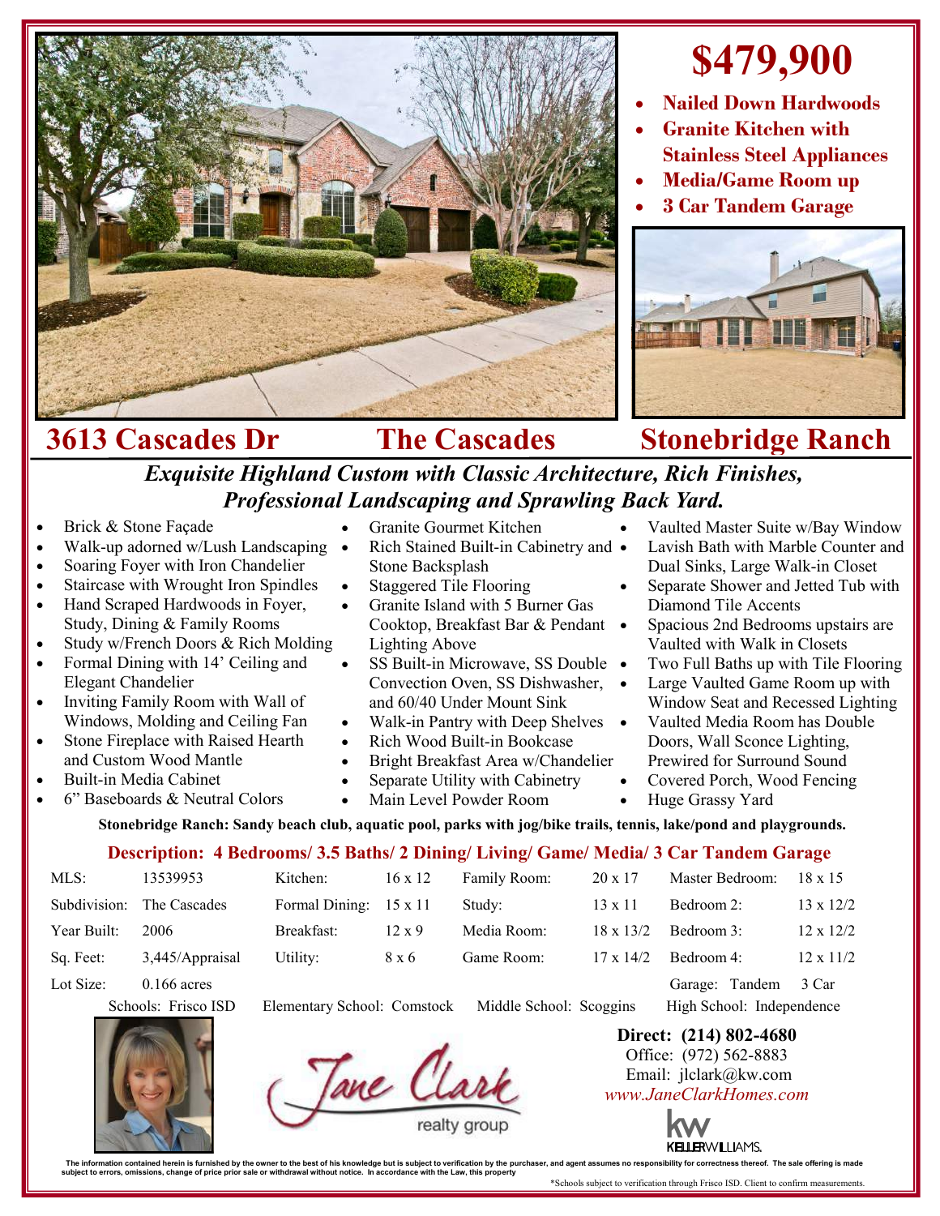# $479,900

- **Nailed Down Hardwoods**
- **Granite Kitchen with Stainless Steel Appliances**
- **Media/Game Room up**
- **3 Car Tandem Garage**

## 3613 Cascades Dr — The Cascades — Stonebridge Ranch

***Exquisite Highland Custom with Classic Architecture, Rich Finishes, Professional Landscaping and Sprawling Back Yard.***

- Brick & Stone Façade
- Walk-up adorned w/Lush Landscaping
- Soaring Foyer with Iron Chandelier
- Staircase with Wrought Iron Spindles
- Hand Scraped Hardwoods in Foyer, Study, Dining & Family Rooms
- Study w/French Doors & Rich Molding
- Formal Dining with 14' Ceiling and Elegant Chandelier
- Inviting Family Room with Wall of Windows, Molding and Ceiling Fan
- Stone Fireplace with Raised Hearth and Custom Wood Mantle
- Built-in Media Cabinet
- 6" Baseboards & Neutral Colors
- Granite Gourmet Kitchen
- Rich Stained Built-in Cabinetry and Stone Backsplash
- Staggered Tile Flooring
- Granite Island with 5 Burner Gas Cooktop, Breakfast Bar & Pendant Lighting Above
- SS Built-in Microwave, SS Double Convection Oven, SS Dishwasher, and 60/40 Under Mount Sink
- Walk-in Pantry with Deep Shelves
- Rich Wood Built-in Bookcase
- Bright Breakfast Area w/Chandelier
- Separate Utility with Cabinetry
- Main Level Powder Room
- Vaulted Master Suite w/Bay Window
- Lavish Bath with Marble Counter and Dual Sinks, Large Walk-in Closet
- Separate Shower and Jetted Tub with Diamond Tile Accents
- Spacious 2nd Bedrooms upstairs are Vaulted with Walk in Closets
- Two Full Baths up with Tile Flooring
- Large Vaulted Game Room up with Window Seat and Recessed Lighting
- Vaulted Media Room has Double Doors, Wall Sconce Lighting, Prewired for Surround Sound
- Covered Porch, Wood Fencing
- Huge Grassy Yard

**Stonebridge Ranch: Sandy beach club, aquatic pool, parks with jog/bike trails, tennis, lake/pond and playgrounds.**

**Description: 4 Bedrooms/ 3.5 Baths/ 2 Dining/ Living/ Game/ Media/ 3 Car Tandem Garage**

| | | | | | | | |
|---|---|---|---|---|---|---|---|
| MLS: | 13539953 | Kitchen: | 16 x 12 | Family Room: | 20 x 17 | Master Bedroom: | 18 x 15 |
| Subdivision: | The Cascades | Formal Dining: | 15 x 11 | Study: | 13 x 11 | Bedroom 2: | 13 x 12/2 |
| Year Built: | 2006 | Breakfast: | 12 x 9 | Media Room: | 18 x 13/2 | Bedroom 3: | 12 x 12/2 |
| Sq. Feet: | 3,445/Appraisal | Utility: | 8 x 6 | Game Room: | 17 x 14/2 | Bedroom 4: | 12 x 11/2 |
| Lot Size: | 0.166 acres | | | | | Garage: Tandem | 3 Car |

Schools: Frisco ISD — Elementary School: Comstock — Middle School: Scoggins — High School: Independence

Jane Clark realty group

**Direct: (214) 802-4680**
Office: (972) 562-8883
Email: jlclark@kw.com
*www.JaneClarkHomes.com*

KELLERWILLIAMS.

The information contained herein is furnished by the owner to the best of his knowledge but is subject to verification by the purchaser, and agent assumes no responsibility for correctness thereof. The sale offering is made subject to errors, omissions, change of price prior sale or withdrawal without notice. In accordance with the Law, this property

*Schools subject to verification through Frisco ISD. Client to confirm measurements.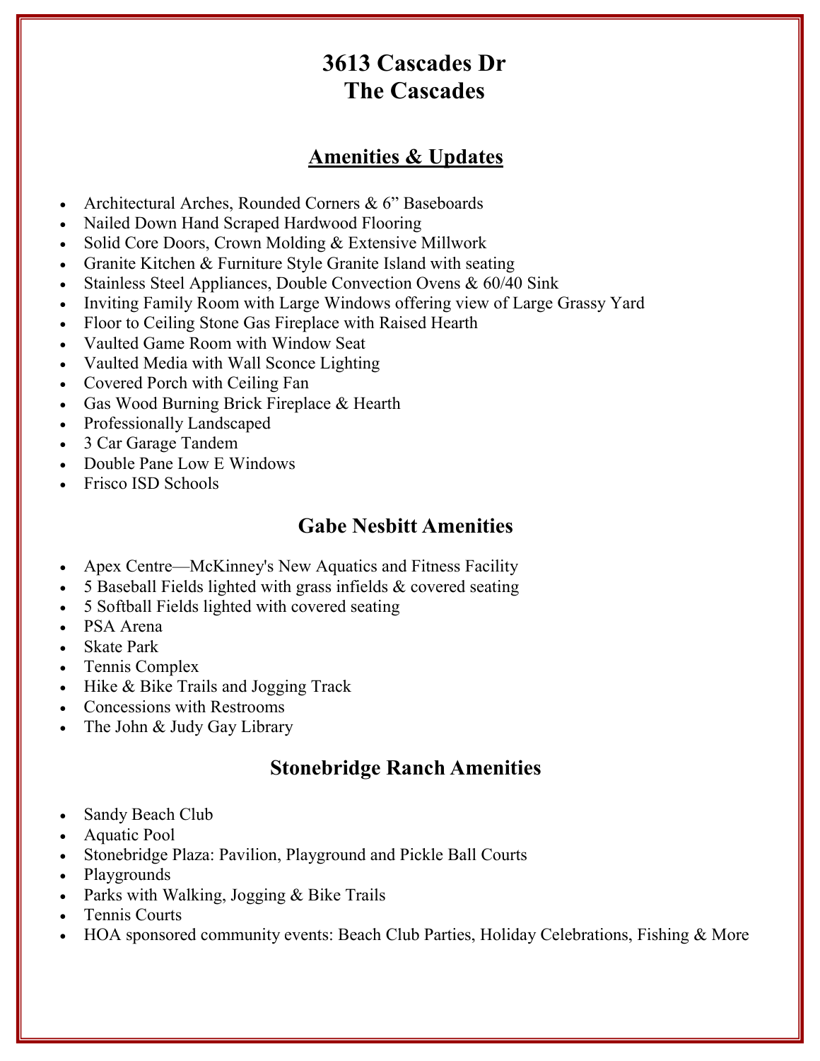# 3613 Cascades Dr
# The Cascades

## Amenities & Updates

- Architectural Arches, Rounded Corners & 6" Baseboards
- Nailed Down Hand Scraped Hardwood Flooring
- Solid Core Doors, Crown Molding & Extensive Millwork
- Granite Kitchen & Furniture Style Granite Island with seating
- Stainless Steel Appliances, Double Convection Ovens & 60/40 Sink
- Inviting Family Room with Large Windows offering view of Large Grassy Yard
- Floor to Ceiling Stone Gas Fireplace with Raised Hearth
- Vaulted Game Room with Window Seat
- Vaulted Media with Wall Sconce Lighting
- Covered Porch with Ceiling Fan
- Gas Wood Burning Brick Fireplace & Hearth
- Professionally Landscaped
- 3 Car Garage Tandem
- Double Pane Low E Windows
- Frisco ISD Schools

## Gabe Nesbitt Amenities

- Apex Centre—McKinney's New Aquatics and Fitness Facility
- 5 Baseball Fields lighted with grass infields & covered seating
- 5 Softball Fields lighted with covered seating
- PSA Arena
- Skate Park
- Tennis Complex
- Hike & Bike Trails and Jogging Track
- Concessions with Restrooms
- The John & Judy Gay Library

## Stonebridge Ranch Amenities

- Sandy Beach Club
- Aquatic Pool
- Stonebridge Plaza: Pavilion, Playground and Pickle Ball Courts
- Playgrounds
- Parks with Walking, Jogging & Bike Trails
- Tennis Courts
- HOA sponsored community events: Beach Club Parties, Holiday Celebrations, Fishing & More